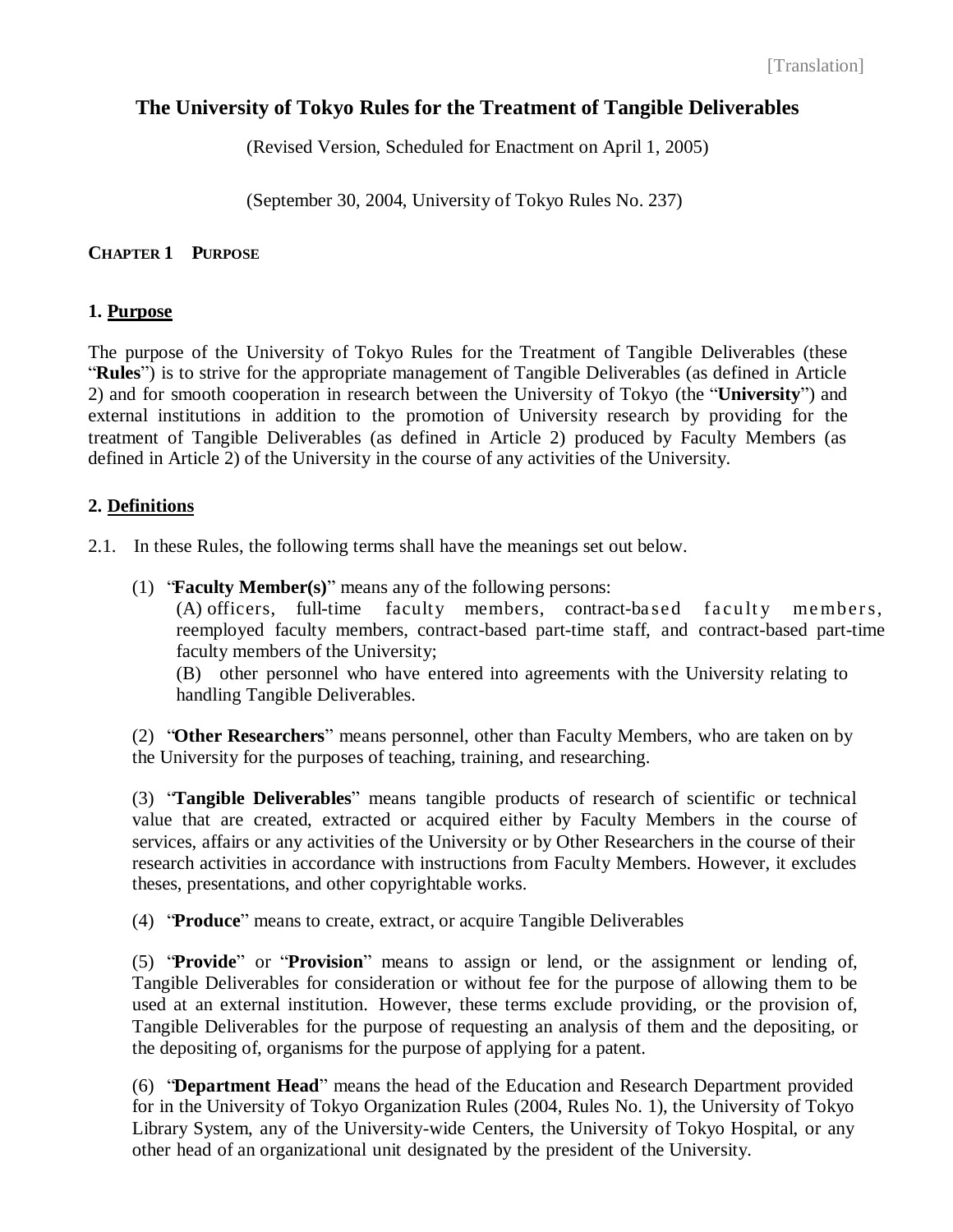[Translation]

# The University of Tokyo Rules for the Treatment of Tangible Deliverables

(Revised Version, Scheduled for Enactment on April 1, 2005)

(September 30, 2004, University of Tokyo Rules No. 237)

## CHAPTER 1 PURPOSE

### 1. Purpose

The purpose of the University of Tokyo Rules for the Treatment of Tangible Deliverables (these "**Rules**") is to strive for the appropriate management of Tangible Deliverables (as defined in Article 2) and for smooth cooperation in research between the University of Tokyo (the "**University**") and external institutions in addition to the promotion of University research by providing for the treatment of Tangible Deliverables (as defined in Article 2) produced by Faculty Members (as defined in Article 2) of the University in the course of any activities of the University.

### 2. Definitions

2.1. In these Rules, the following terms shall have the meanings set out below.

(1) "**Faculty Member(s)**" means any of the following persons:
(A) officers, full-time faculty members, contract-based faculty members, reemployed faculty members, contract-based part-time staff, and contract-based part-time faculty members of the University;
(B) other personnel who have entered into agreements with the University relating to handling Tangible Deliverables.

(2) "**Other Researchers**" means personnel, other than Faculty Members, who are taken on by the University for the purposes of teaching, training, and researching.

(3) "**Tangible Deliverables**" means tangible products of research of scientific or technical value that are created, extracted or acquired either by Faculty Members in the course of services, affairs or any activities of the University or by Other Researchers in the course of their research activities in accordance with instructions from Faculty Members. However, it excludes theses, presentations, and other copyrightable works.

(4) "**Produce**" means to create, extract, or acquire Tangible Deliverables

(5) "**Provide**" or "**Provision**" means to assign or lend, or the assignment or lending of, Tangible Deliverables for consideration or without fee for the purpose of allowing them to be used at an external institution. However, these terms exclude providing, or the provision of, Tangible Deliverables for the purpose of requesting an analysis of them and the depositing, or the depositing of, organisms for the purpose of applying for a patent.

(6) "**Department Head**" means the head of the Education and Research Department provided for in the University of Tokyo Organization Rules (2004, Rules No. 1), the University of Tokyo Library System, any of the University-wide Centers, the University of Tokyo Hospital, or any other head of an organizational unit designated by the president of the University.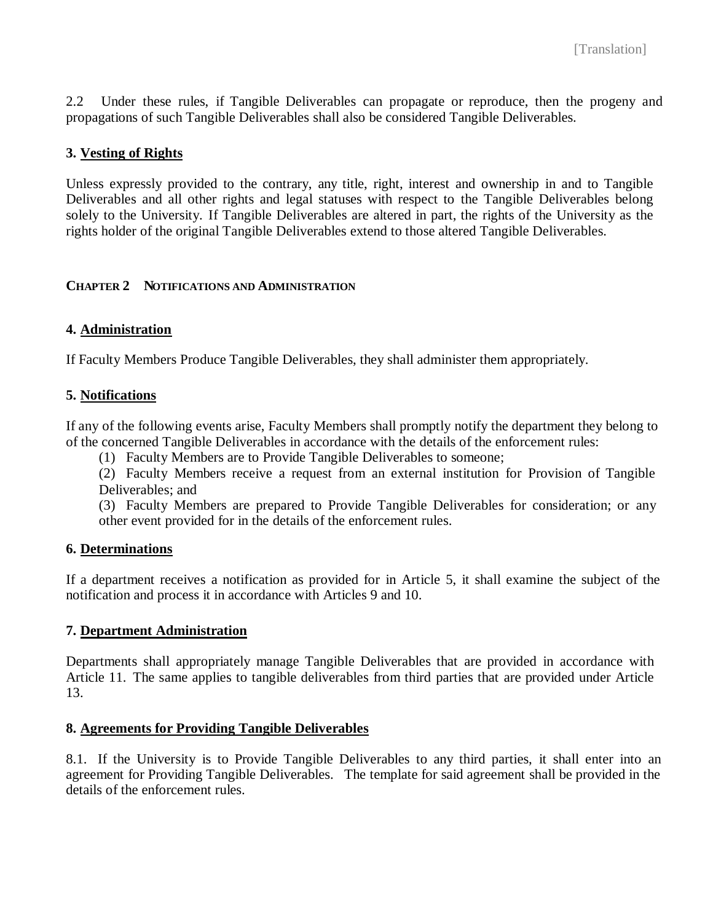2.2 Under these rules, if Tangible Deliverables can propagate or reproduce, then the progeny and propagations of such Tangible Deliverables shall also be considered Tangible Deliverables.

### 3. Vesting of Rights

Unless expressly provided to the contrary, any title, right, interest and ownership in and to Tangible Deliverables and all other rights and legal statuses with respect to the Tangible Deliverables belong solely to the University. If Tangible Deliverables are altered in part, the rights of the University as the rights holder of the original Tangible Deliverables extend to those altered Tangible Deliverables.

## CHAPTER 2 NOTIFICATIONS AND ADMINISTRATION

### 4. Administration

If Faculty Members Produce Tangible Deliverables, they shall administer them appropriately.

### 5. Notifications

If any of the following events arise, Faculty Members shall promptly notify the department they belong to of the concerned Tangible Deliverables in accordance with the details of the enforcement rules:

(1) Faculty Members are to Provide Tangible Deliverables to someone;

(2) Faculty Members receive a request from an external institution for Provision of Tangible Deliverables; and

(3) Faculty Members are prepared to Provide Tangible Deliverables for consideration; or any other event provided for in the details of the enforcement rules.

### 6. Determinations

If a department receives a notification as provided for in Article 5, it shall examine the subject of the notification and process it in accordance with Articles 9 and 10.

### 7. Department Administration

Departments shall appropriately manage Tangible Deliverables that are provided in accordance with Article 11. The same applies to tangible deliverables from third parties that are provided under Article 13.

### 8. Agreements for Providing Tangible Deliverables

8.1. If the University is to Provide Tangible Deliverables to any third parties, it shall enter into an agreement for Providing Tangible Deliverables. The template for said agreement shall be provided in the details of the enforcement rules.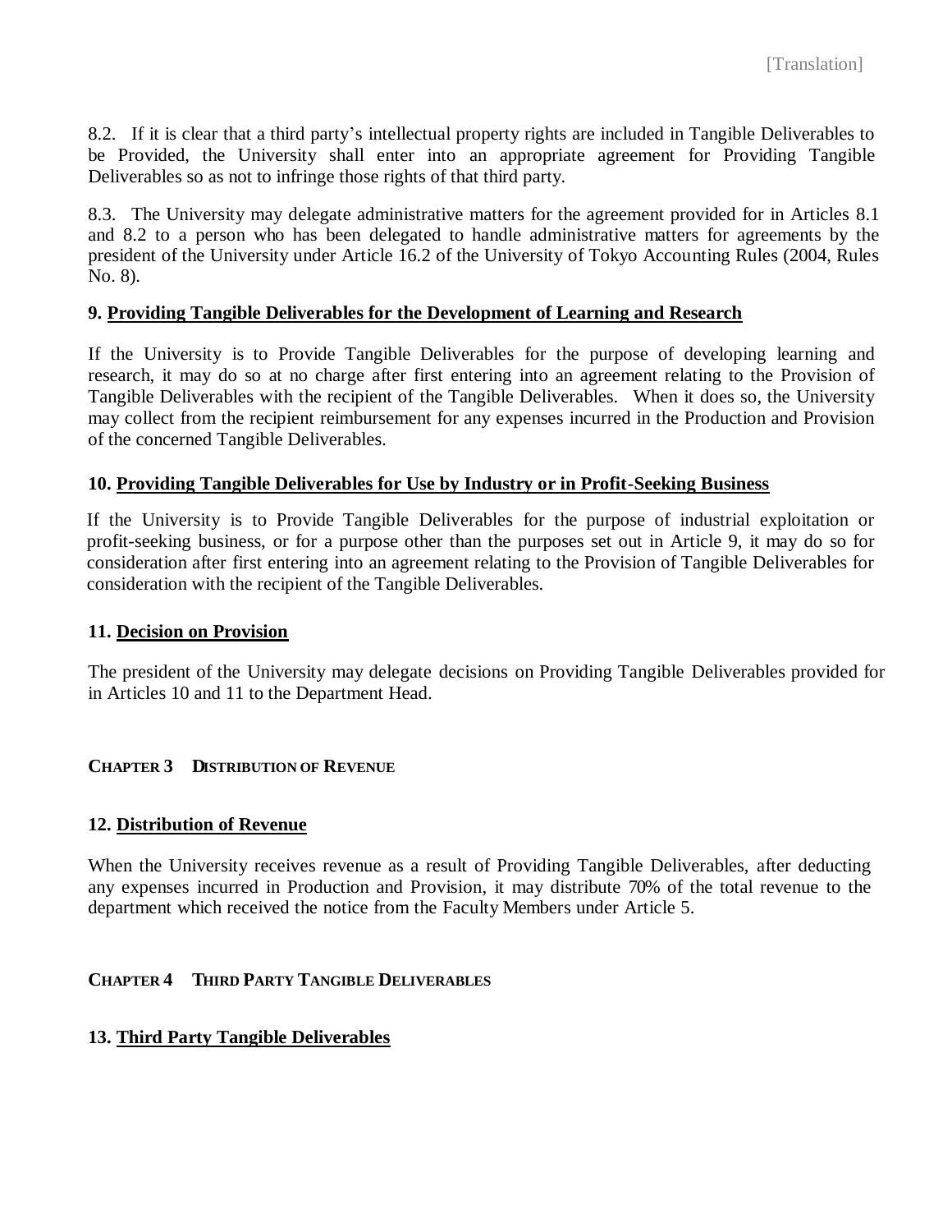8.2. If it is clear that a third party's intellectual property rights are included in Tangible Deliverables to be Provided, the University shall enter into an appropriate agreement for Providing Tangible Deliverables so as not to infringe those rights of that third party.

8.3. The University may delegate administrative matters for the agreement provided for in Articles 8.1 and 8.2 to a person who has been delegated to handle administrative matters for agreements by the president of the University under Article 16.2 of the University of Tokyo Accounting Rules (2004, Rules No. 8).

### 9. Providing Tangible Deliverables for the Development of Learning and Research

If the University is to Provide Tangible Deliverables for the purpose of developing learning and research, it may do so at no charge after first entering into an agreement relating to the Provision of Tangible Deliverables with the recipient of the Tangible Deliverables. When it does so, the University may collect from the recipient reimbursement for any expenses incurred in the Production and Provision of the concerned Tangible Deliverables.

### 10. Providing Tangible Deliverables for Use by Industry or in Profit-Seeking Business

If the University is to Provide Tangible Deliverables for the purpose of industrial exploitation or profit-seeking business, or for a purpose other than the purposes set out in Article 9, it may do so for consideration after first entering into an agreement relating to the Provision of Tangible Deliverables for consideration with the recipient of the Tangible Deliverables.

### 11. Decision on Provision

The president of the University may delegate decisions on Providing Tangible Deliverables provided for in Articles 10 and 11 to the Department Head.

## CHAPTER 3 DISTRIBUTION OF REVENUE

### 12. Distribution of Revenue

When the University receives revenue as a result of Providing Tangible Deliverables, after deducting any expenses incurred in Production and Provision, it may distribute 70% of the total revenue to the department which received the notice from the Faculty Members under Article 5.

## CHAPTER 4 THIRD PARTY TANGIBLE DELIVERABLES

### 13. Third Party Tangible Deliverables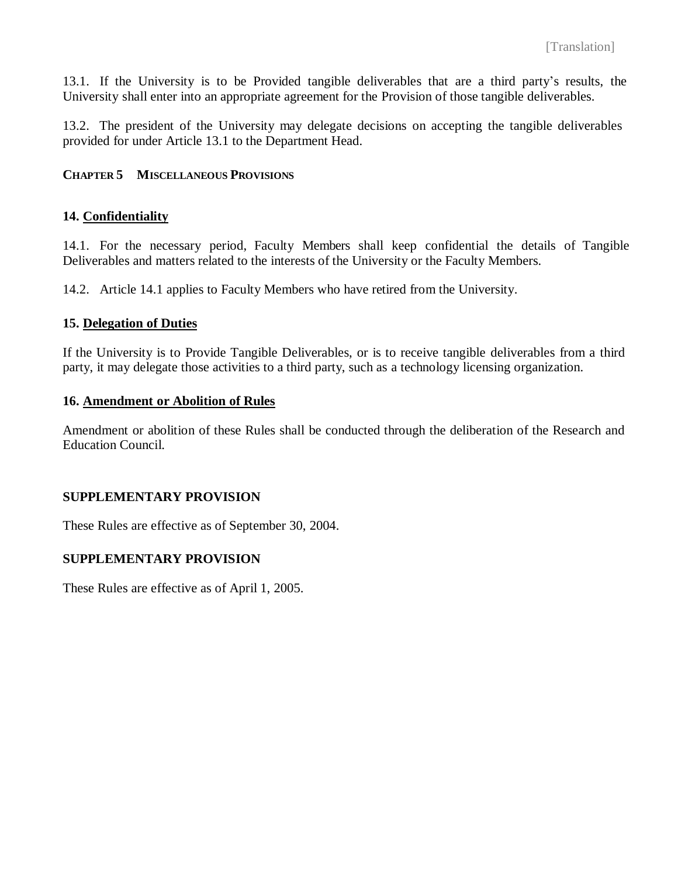[Translation]

13.1. If the University is to be Provided tangible deliverables that are a third party's results, the University shall enter into an appropriate agreement for the Provision of those tangible deliverables.

13.2. The president of the University may delegate decisions on accepting the tangible deliverables provided for under Article 13.1 to the Department Head.

## CHAPTER 5 MISCELLANEOUS PROVISIONS

### 14. Confidentiality

14.1. For the necessary period, Faculty Members shall keep confidential the details of Tangible Deliverables and matters related to the interests of the University or the Faculty Members.

14.2. Article 14.1 applies to Faculty Members who have retired from the University.

### 15. Delegation of Duties

If the University is to Provide Tangible Deliverables, or is to receive tangible deliverables from a third party, it may delegate those activities to a third party, such as a technology licensing organization.

### 16. Amendment or Abolition of Rules

Amendment or abolition of these Rules shall be conducted through the deliberation of the Research and Education Council.

## SUPPLEMENTARY PROVISION

These Rules are effective as of September 30, 2004.

## SUPPLEMENTARY PROVISION

These Rules are effective as of April 1, 2005.